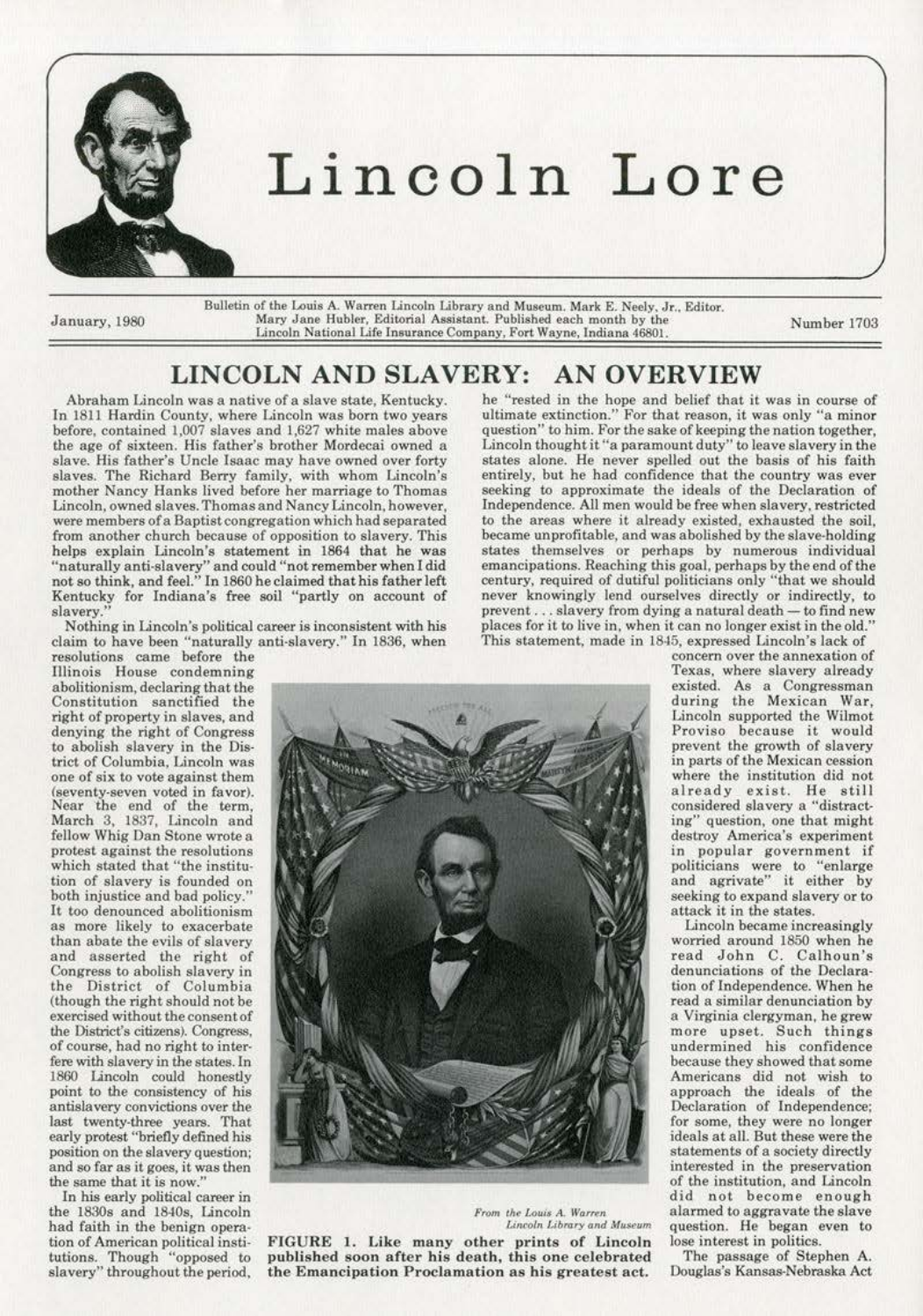# Lincoln Lore

January, 1980

Bulletin of the Louis A. Warren Lincoln Library and Museum. Mark E. Neely, Jr., Editor. Mary Jane Hubler, Editorial Assistant. Published each month by the Lincoln National Life Insurance Company, Fort Wayne, Indiana 46801.

Number 1703

## LINCOLN AND SLAVERY: AN OVERVIEW

Abraham Lincoln was a native of a slave state, Kentucky. In 1811 Hardin County, where Lincoln was born two years before, contained 1,007 slaves and 1,627 white males above the age of sixteen. His father's brother Mordecai owned a slave. His father's Uncle Isaac may have owned over forty slaves. The Richard Berry family, with whom Lincoln's mother Nancy Hanks lived before her marriage to Thomas Lincoln, owned slaves. Thomas and Nancy Lincoln, however, were members of a Baptist congregation which had separated from another church because of opposition to slavery. This helps explain Lincoln's statement in 1864 that he was "naturally anti-slavery" and could "not remember when I did not so think, and feel." In 1860 he claimed that his father left Kentucky for Indiana's free soil "partly on account of slavery."

Nothing in Lincoln's political career is inconsistent with his claim to have been "naturally anti-slavery." In 1836, when resolutions came before the Illinois House condemning abolitionism, declaring that the Constitution sanctified the right of property in slaves, and denying the right of Congress to abolish slavery in the District of Columbia, Lincoln was one of six to vote against them (seventy-seven voted in favor). Near the end of the term, March 3, 1837, Lincoln and fellow Whig Dan Stone wrote a protest against the resolutions which stated that "the institution of slavery is founded on both injustice and bad policy." It too denounced abolitionism as more likely to exacerbate than abate the evils of slavery and asserted the right of Congress to abolish slavery in the District of Columbia (though the right should not be exercised without the consent of the District's citizens). Congress, of course, had no right to interfere with slavery in the states. In 1860 Lincoln could honestly point to the consistency of his antislavery convictions over the last twenty-three years. That early protest "briefly defined his position on the slavery question; and so far as it goes, it was then the same that it is now."

In his early political career in the 1830s and 1840s, Lincoln had faith in the benign operation of American political institutions. Though "opposed to slavery" throughout the period, he "rested in the hope and belief that it was in course of ultimate extinction." For that reason, it was only "a minor question" to him. For the sake of keeping the nation together, Lincoln thought it "a paramount duty" to leave slavery in the states alone. He never spelled out the basis of his faith entirely, but he had confidence that the country was ever seeking to approximate the ideals of the Declaration of Independence. All men would be free when slavery, restricted to the areas where it already existed, exhausted the soil, became unprofitable, and was abolished by the slave-holding states themselves or perhaps by numerous individual emancipations. Reaching this goal, perhaps by the end of the century, required of dutiful politicians only "that we should never knowingly lend ourselves directly or indirectly, to prevent . . . slavery from dying a natural death — to find new places for it to live in, when it can no longer exist in the old." This statement, made in 1845, expressed Lincoln's lack of concern over the annexation of Texas, where slavery already existed. As a Congressman during the Mexican War, Lincoln supported the Wilmot Proviso because it would prevent the growth of slavery in parts of the Mexican cession where the institution did not already exist. He still considered slavery a "distracting" question, one that might destroy America's experiment in popular government if politicians were to "enlarge and agrivate" it either by seeking to expand slavery or to attack it in the states.

Lincoln became increasingly worried around 1850 when he read John C. Calhoun's denunciations of the Declaration of Independence. When he read a similar denunciation by a Virginia clergyman, he grew more upset. Such things undermined his confidence because they showed that some Americans did not wish to approach the ideals of the Declaration of Independence; for some, they were no longer ideals at all. But these were the statements of a society directly interested in the preservation of the institution, and Lincoln did not become enough alarmed to aggravate the slave question. He began even to lose interest in politics.

*From the Louis A. Warren Lincoln Library and Museum*

**FIGURE 1. Like many other prints of Lincoln published soon after his death, this one celebrated the Emancipation Proclamation as his greatest act.**

The passage of Stephen A. Douglas's Kansas-Nebraska Act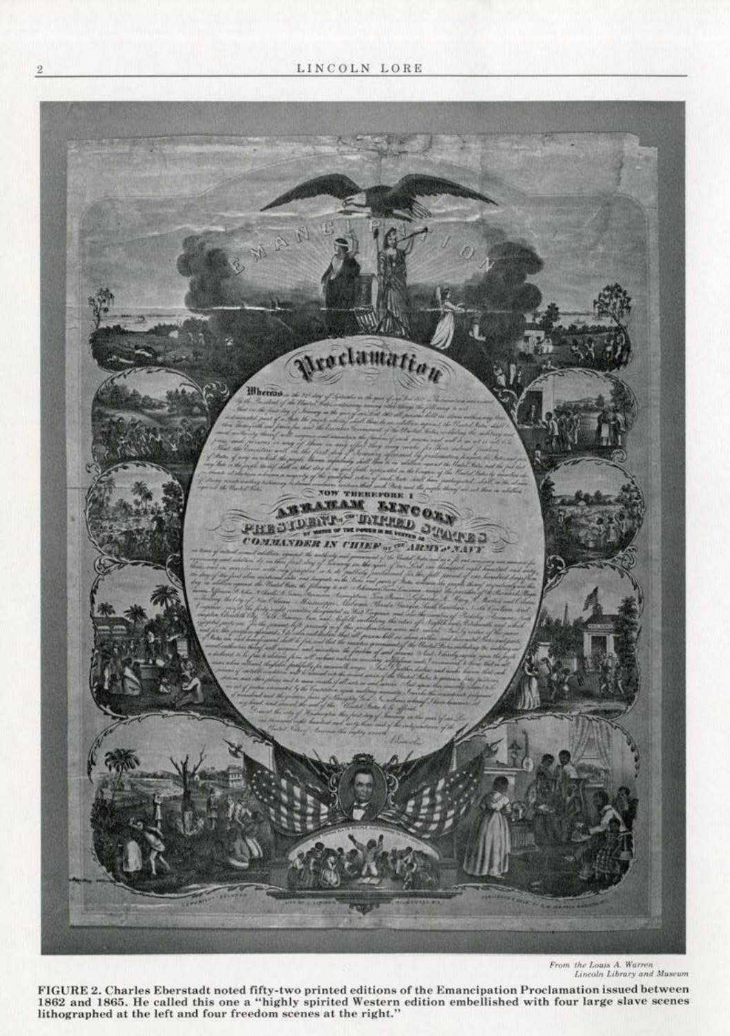From the Louis A. Warren Lincoln Library and Museum

**FIGURE 2. Charles Eberstadt noted fifty-two printed editions of the Emancipation Proclamation issued between 1862 and 1865. He called this one a "highly spirited Western edition embellished with four large slave scenes lithographed at the left and four freedom scenes at the right."**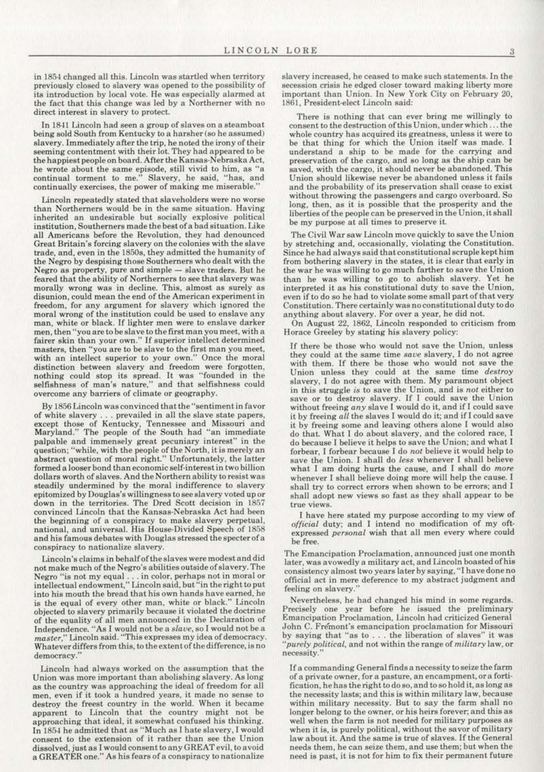in 1854 changed all this. Lincoln was startled when territory previously closed to slavery was opened to the possibility of its introduction by local vote. He was especially alarmed at the fact that this change was led by a Northerner with no direct interest in slavery to protect.

In 1841 Lincoln had seen a group of slaves on a steamboat being sold South from Kentucky to a harsher (so he assumed) slavery. Immediately after the trip, he noted the irony of their seeming contentment with their lot. They had appeared to be the happiest people on board. After the Kansas-Nebraska Act, he wrote about the same episode, still vivid to him, as "a continual torment to me." Slavery, he said, "has, and continually exercises, the power of making me miserable."

Lincoln repeatedly stated that slaveholders were no worse than Northerners would be in the same situation. Having inherited an undesirable but socially explosive political institution, Southerners made the best of a bad situation. Like all Americans before the Revolution, they had denounced Great Britain's forcing slavery on the colonies with the slave trade, and, even in the 1850s, they admitted the humanity of the Negro by despising those Southerners who dealt with the Negro as property, pure and simple — slave traders. But he feared that the ability of Northerners to see that slavery was morally wrong was in decline. This, almost as surely as disunion, could mean the end of the American experiment in freedom, for any argument for slavery which ignored the moral wrong of the institution could be used to enslave any man, white or black. If lighter men were to enslave darker men, then "you are to be slave to the first man you meet, with a fairer skin than your own." If superior intellect determined masters, then "you are to be slave to the first man you meet, with an intellect superior to your own." Once the moral distinction between slavery and freedom were forgotten, nothing could stop its spread. It was "founded in the selfishness of man's nature," and that selfishness could overcome any barriers of climate or geography.

By 1856 Lincoln was convinced that the "sentiment in favor of white slavery . . . prevailed in all the slave state papers, except those of Kentucky, Tennessee and Missouri and Maryland." The people of the South had "an immediate palpable and immensely great pecuniary interest" in the question; "while, with the people of the North, it is merely an abstract question of moral right." Unfortunately, the latter formed a looser bond than economic self-interest in two billion dollars worth of slaves. And the Northern ability to resist was steadily undermined by the moral indifference to slavery epitomized by Douglas's willingness to see slavery voted up or down in the territories. The Dred Scott decision in 1857 convinced Lincoln that the Kansas-Nebraska Act had been the beginning of a conspiracy to make slavery perpetual, national, and universal. His House-Divided Speech of 1858 and his famous debates with Douglas stressed the specter of a conspiracy to nationalize slavery.

Lincoln's claims in behalf of the slaves were modest and did not make much of the Negro's abilities outside of slavery. The Negro "is not my equal . . . in color, perhaps not in moral or intellectual endowment," Lincoln said, but "in the right to put into his mouth the bread that his own hands have earned, he is the equal of every other man, white or black." Lincoln objected to slavery primarily because it violated the doctrine of the equality of all men announced in the Declaration of Independence. "As I would not be a *slave*, so I would not be a *master*," Lincoln said. "This expresses my idea of democracy. Whatever differs from this, to the extent of the difference, is no democracy."

Lincoln had always worked on the assumption that the Union was more important than abolishing slavery. As long as the country was approaching the ideal of freedom for all men, even if it took a hundred years, it made no sense to destroy the freest country in the world. When it became apparent to Lincoln that the country might not be approaching that ideal, it somewhat confused his thinking. In 1854 he admitted that as "Much as I hate slavery, I would consent to the extension of it rather than see the Union dissolved, just as I would consent to any GREAT evil, to avoid a GREATER one." As his fears of a conspiracy to nationalize slavery increased, he ceased to make such statements. In the secession crisis he edged closer toward making liberty more important than Union. In New York City on February 20, 1861, President-elect Lincoln said:

> There is nothing that can ever bring me willingly to consent to the destruction of this Union, under which . . . the whole country has acquired its greatness, unless it were to be that thing for which the Union itself was made. I understand a ship to be made for the carrying and preservation of the cargo, and so long as the ship can be saved, with the cargo, it should never be abandoned. This Union should likewise never be abandoned unless it fails and the probability of its preservation shall cease to exist without throwing the passengers and cargo overboard. So long, then, as it is possible that the prosperity and the liberties of the people can be preserved in the Union, it shall be my purpose at all times to preserve it.

The Civil War saw Lincoln move quickly to save the Union by stretching and, occasionally, violating the Constitution. Since he had always said that constitutional scruple kept him from bothering slavery in the states, it is clear that early in the war he was willing to go much farther to save the Union than he was willing to go to abolish slavery. Yet he interpreted it as his constitutional duty to save the Union, even if to do so he had to violate some small part of that very Constitution. There certainly was no constitutional duty to do anything about slavery. For over a year, he did not.

On August 22, 1862, Lincoln responded to criticism from Horace Greeley by stating his slavery policy:

> If there be those who would not save the Union, unless they could at the same time *save* slavery, I do not agree with them. If there be those who would not save the Union unless they could at the same time *destroy* slavery, I do not agree with them. My paramount object in this struggle *is* to save the Union, and is *not* either to save or to destroy slavery. If I could save the Union without freeing *any* slave I would do it, and if I could save it by freeing *all* the slaves I would do it; and if I could save it by freeing some and leaving others alone I would also do that. What I do about slavery, and the colored race, I do because I believe it helps to save the Union; and what I forbear, I forbear because I do *not* believe it would help to save the Union. I shall do *less* whenever I shall believe what I am doing hurts the cause, and I shall do *more* whenever I shall believe doing more will help the cause. I shall try to correct errors when shown to be errors; and I shall adopt new views so fast as they shall appear to be true views.
>
> I have here stated my purpose according to my view of *official* duty; and I intend no modification of my oft-expressed *personal* wish that all men every where could be free.

The Emancipation Proclamation, announced just one month later, was avowedly a military act, and Lincoln boasted of his consistency almost two years later by saying, "I have done no official act in mere deference to my abstract judgment and feeling on slavery."

Nevertheless, he had changed his mind in some regards. Precisely one year before he issued the preliminary Emancipation Proclamation, Lincoln had criticized General John C. Frémont's emancipation proclamation for Missouri by saying that "as to . . . the liberation of slaves" it was "*purely political*, and not within the range of *military* law, or necessity."

> If a commanding General finds a necessity to seize the farm of a private owner, for a pasture, an encampment, or a fortification, he has the right to do so, and to so hold it, as long as the necessity lasts; and this is within military law, because within military necessity. But to say the farm shall no longer belong to the owner, or his heirs forever; and this as well when the farm is not needed for military purposes as when it is, is purely political, without the savor of military law about it. And the same is true of slaves. If the General needs them, he can seize them, and use them; but when the need is past, it is not for him to fix their permanent future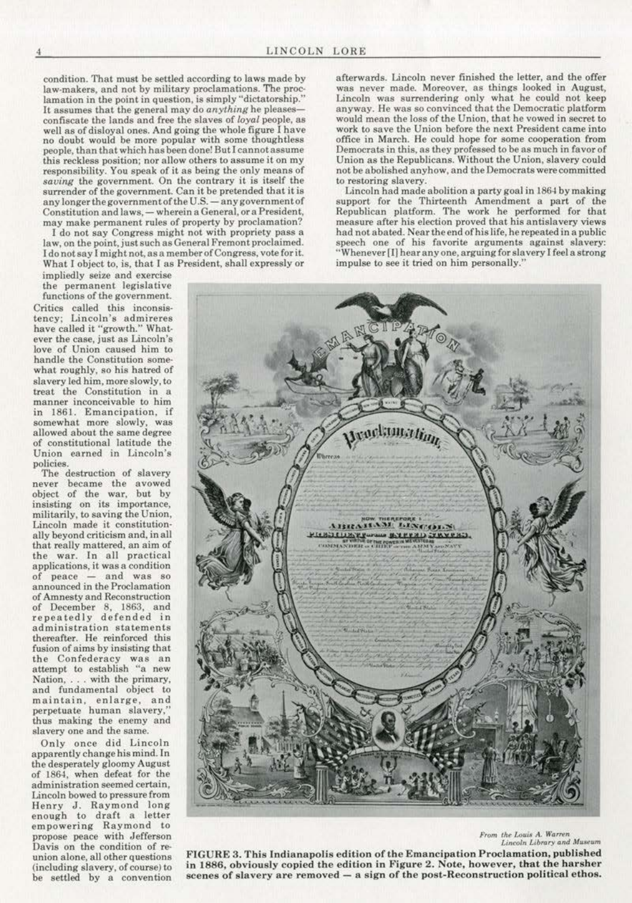condition. That must be settled according to laws made by law-makers, and not by military proclamations. The proclamation in the point in question, is simply "dictatorship." It assumes that the general may do *anything* he pleases— confiscate the lands and free the slaves of *loyal* people, as well as of disloyal ones. And going the whole figure I have no doubt would be more popular with some thoughtless people, than that which has been done! But I cannot assume this reckless position; nor allow others to assume it on my responsibility. You speak of it as being the only means of *saving* the government. On the contrary it is itself the surrender of the government. Can it be pretended that it is any longer the government of the U.S. — any government of Constitution and laws, — wherein a General, or a President, may make permanent rules of property by proclamation?

I do not say Congress might not with propriety pass a law, on the point, just such as General Fremont proclaimed. I do not say I might not, as a member of Congress, vote for it. What I object to, is, that I as President, shall expressly or impliedly seize and exercise the permanent legislative functions of the government.

Critics called this inconsistency; Lincoln's admireres have called it "growth." Whatever the case, just as Lincoln's love of Union caused him to handle the Constitution somewhat roughly, so his hatred of slavery led him, more slowly, to treat the Constitution in a manner inconceivable to him in 1861. Emancipation, if somewhat more slowly, was allowed about the same degree of constitutional latitude the Union earned in Lincoln's policies.

The destruction of slavery never became the avowed object of the war, but by insisting on its importance, militarily, to saving the Union, Lincoln made it constitutionally beyond criticism and, in all that really mattered, an aim of the war. In all practical applications, it was a condition of peace — and was so announced in the Proclamation of Amnesty and Reconstruction of December 8, 1863, and repeatedly defended in administration statements thereafter. He reinforced this fusion of aims by insisting that the Confederacy was an attempt to establish "a new Nation, . . . with the primary, and fundamental object to maintain, enlarge, and perpetuate human slavery," thus making the enemy and slavery one and the same.

Only once did Lincoln apparently change his mind. In the desperately gloomy August of 1864, when defeat for the administration seemed certain, Lincoln bowed to pressure from Henry J. Raymond long enough to draft a letter empowering Raymond to propose peace with Jefferson Davis on the condition of reunion alone, all other questions (including slavery, of course) to be settled by a convention afterwards. Lincoln never finished the letter, and the offer was never made. Moreover, as things looked in August, Lincoln was surrendering only what he could not keep anyway. He was so convinced that the Democratic platform would mean the loss of the Union, that he vowed in secret to work to save the Union before the next President came into office in March. He could hope for some cooperation from Democrats in this, as they professed to be as much in favor of Union as the Republicans. Without the Union, slavery could not be abolished anyhow, and the Democrats were committed to restoring slavery.

Lincoln had made abolition a party goal in 1864 by making support for the Thirteenth Amendment a part of the Republican platform. The work he performed for that measure after his election proved that his antislavery views had not abated. Near the end of his life, he repeated in a public speech one of his favorite arguments against slavery: "Whenever [I] hear any one, arguing for slavery I feel a strong impulse to see it tried on him personally."

*From the Louis A. Warren Lincoln Library and Museum*

**FIGURE 3. This Indianapolis edition of the Emancipation Proclamation, published in 1886, obviously copied the edition in Figure 2. Note, however, that the harsher scenes of slavery are removed — a sign of the post-Reconstruction political ethos.**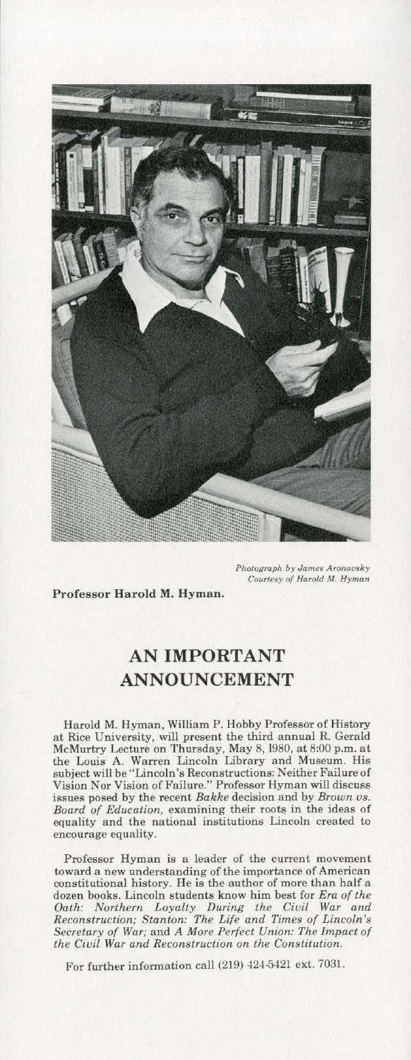*Photograph by James Aronovsky*
*Courtesy of Harold M. Hyman*

**Professor Harold M. Hyman.**

## AN IMPORTANT ANNOUNCEMENT

Harold M. Hyman, William P. Hobby Professor of History at Rice University, will present the third annual R. Gerald McMurtry Lecture on Thursday, May 8, 1980, at 8:00 p.m. at the Louis A. Warren Lincoln Library and Museum. His subject will be "Lincoln's Reconstructions: Neither Failure of Vision Nor Vision of Failure." Professor Hyman will discuss issues posed by the recent *Bakke* decision and by *Brown vs. Board of Education,* examining their roots in the ideas of equality and the national institutions Lincoln created to encourage equality.

Professor Hyman is a leader of the current movement toward a new understanding of the importance of American constitutional history. He is the author of more than half a dozen books. Lincoln students know him best for *Era of the Oath: Northern Loyalty During the Civil War and Reconstruction; Stanton: The Life and Times of Lincoln's Secretary of War;* and *A More Perfect Union: The Impact of the Civil War and Reconstruction on the Constitution.*

For further information call (219) 424-5421 ext. 7031.